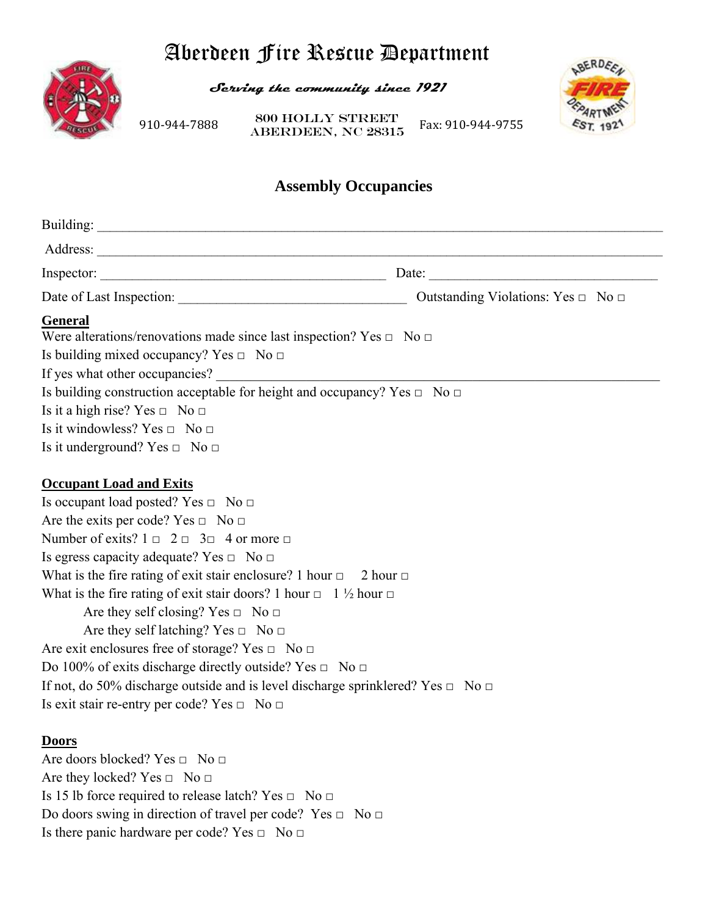# Aberdeen Fire Rescue Department

*Serving the community since 1921*

910-944-7888 | 800 HOLLY STREET ABERDEEN, NC 28315 | Fax: 910-944-9755

## Assembly Occupancies

Building: ___________________________________________________________________________

Address: ___________________________________________________________________________

Inspector: _________________________________________ Date: _________________________________

Date of Last Inspection: _________________________________ Outstanding Violations: Yes □ No □

**General**

Were alterations/renovations made since last inspection? Yes □ No □

Is building mixed occupancy? Yes □ No □

If yes what other occupancies? ______________________________________________________________

Is building construction acceptable for height and occupancy? Yes □ No □

Is it a high rise? Yes □ No □

Is it windowless? Yes □ No □

Is it underground? Yes □ No □

**Occupant Load and Exits**

Is occupant load posted? Yes □ No □

Are the exits per code? Yes □ No □

Number of exits? 1 □ 2 □ 3□ 4 or more □

Is egress capacity adequate? Yes □ No □

What is the fire rating of exit stair enclosure? 1 hour □ 2 hour □

What is the fire rating of exit stair doors? 1 hour □ 1 ½ hour □

Are they self closing? Yes □ No □

Are they self latching? Yes □ No □

Are exit enclosures free of storage? Yes □ No □

Do 100% of exits discharge directly outside? Yes □ No □

If not, do 50% discharge outside and is level discharge sprinklered? Yes □ No □

Is exit stair re-entry per code? Yes □ No □

**Doors**

Are doors blocked? Yes □ No □

Are they locked? Yes □ No □

Is 15 lb force required to release latch? Yes □ No □

Do doors swing in direction of travel per code? Yes □ No □

Is there panic hardware per code? Yes □ No □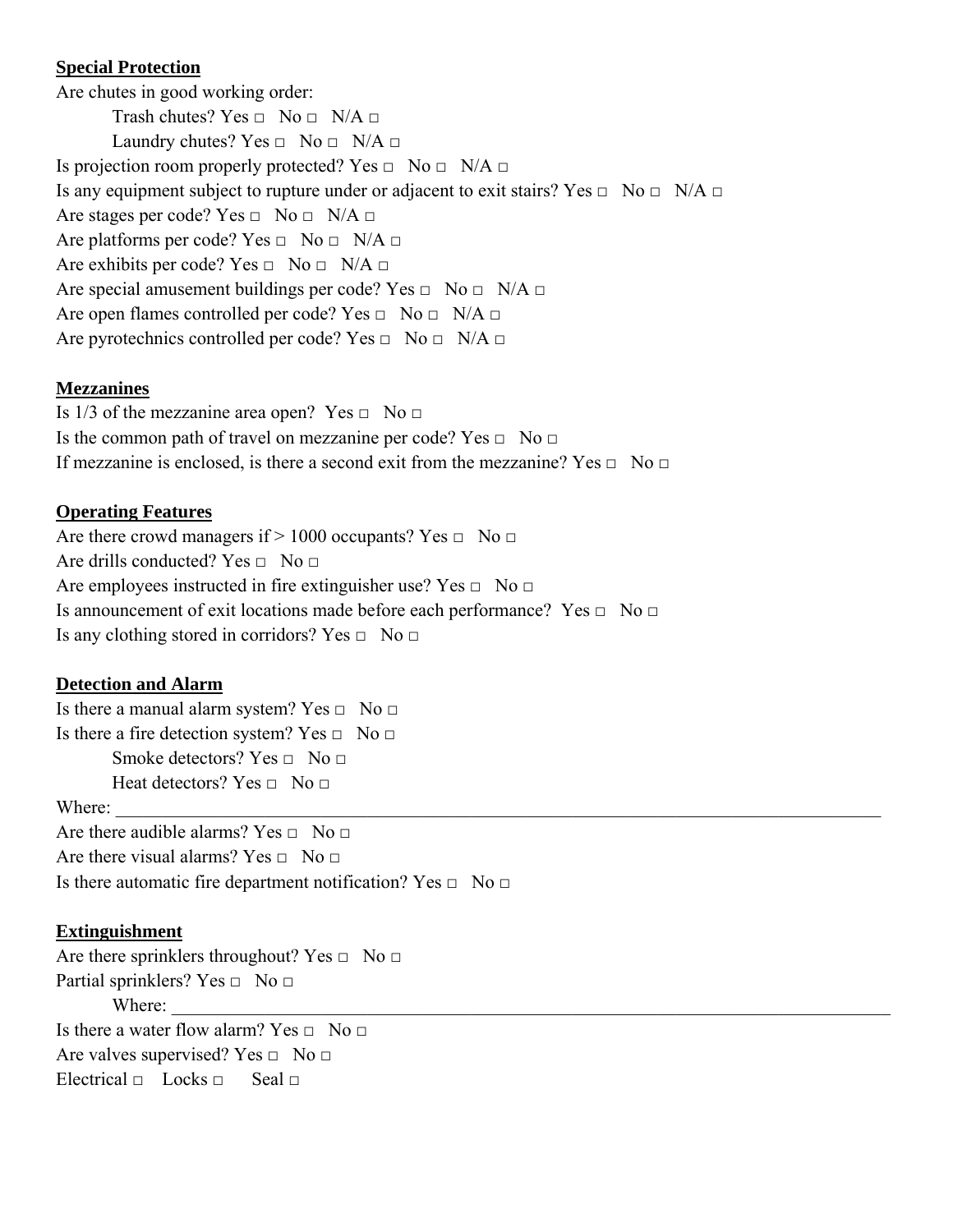**Special Protection**

Are chutes in good working order:

Trash chutes? Yes □ No □ N/A □

Laundry chutes? Yes □ No □ N/A □

Is projection room properly protected? Yes □ No □ N/A □

Is any equipment subject to rupture under or adjacent to exit stairs? Yes □ No □ N/A □

Are stages per code? Yes □ No □ N/A □

Are platforms per code? Yes □ No □ N/A □

Are exhibits per code? Yes □ No □ N/A □

Are special amusement buildings per code? Yes □ No □ N/A □

Are open flames controlled per code? Yes □ No □ N/A □

Are pyrotechnics controlled per code? Yes □ No □ N/A □

**Mezzanines**

Is 1/3 of the mezzanine area open? Yes □ No □

Is the common path of travel on mezzanine per code? Yes □ No □

If mezzanine is enclosed, is there a second exit from the mezzanine? Yes □ No □

**Operating Features**

Are there crowd managers if > 1000 occupants? Yes □ No □

Are drills conducted? Yes □ No □

Are employees instructed in fire extinguisher use? Yes □ No □

Is announcement of exit locations made before each performance? Yes □ No □

Is any clothing stored in corridors? Yes □ No □

**Detection and Alarm**

Is there a manual alarm system? Yes □ No □

Is there a fire detection system? Yes □ No □

Smoke detectors? Yes □ No □

Heat detectors? Yes □ No □

Where: ______________________________________________________________________________

Are there audible alarms? Yes □ No □

Are there visual alarms? Yes □ No □

Is there automatic fire department notification? Yes □ No □

**Extinguishment**

Are there sprinklers throughout? Yes □ No □

Partial sprinklers? Yes □ No □

Where: ______________________________________________________________________________

Is there a water flow alarm? Yes □ No □

Are valves supervised? Yes □ No □

Electrical □ Locks □ Seal □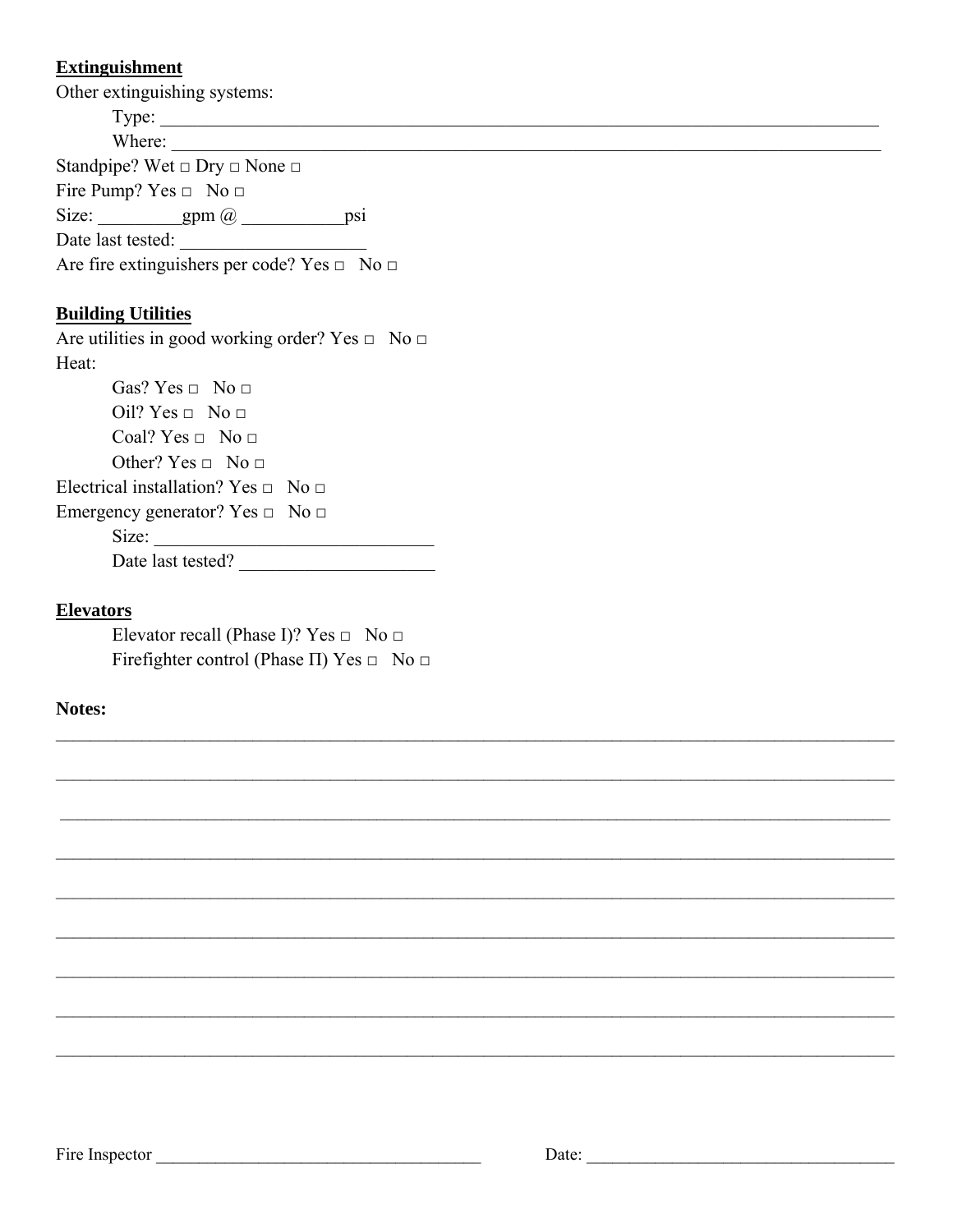**Extinguishment**

Other extinguishing systems:

Type: ______________________________________________________________________________

Where: _____________________________________________________________________________

Standpipe? Wet □ Dry □ None □

Fire Pump? Yes □ No □

Size: _________gpm @ ___________psi

Date last tested: ____________________

Are fire extinguishers per code? Yes □ No □

**Building Utilities**

Are utilities in good working order? Yes □ No □

Heat:

Gas? Yes □ No □

Oil? Yes □ No □

Coal? Yes □ No □

Other? Yes □ No □

Electrical installation? Yes □ No □

Emergency generator? Yes □ No □

Size: ______________________________

Date last tested? _____________________

**Elevators**

Elevator recall (Phase I)? Yes □ No □

Firefighter control (Phase Π) Yes □ No □

**Notes:**

___________________________________________________________________________________________

___________________________________________________________________________________________

___________________________________________________________________________________________

___________________________________________________________________________________________

___________________________________________________________________________________________

___________________________________________________________________________________________

___________________________________________________________________________________________

___________________________________________________________________________________________

___________________________________________________________________________________________

Fire Inspector ______________________________________ Date: ___________________________________